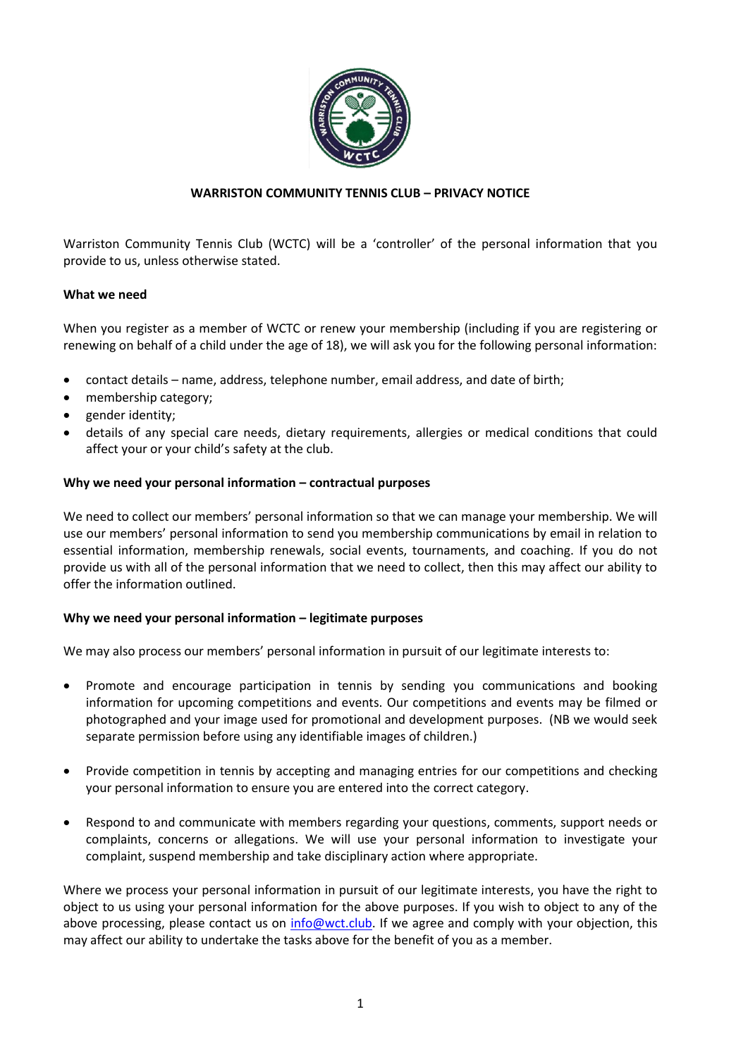# WARRISTON COMMUNITY TENNIS CLUB – PRIVACY NOTICE

Warriston Community Tennis Club (WCTC) will be a 'controller' of the personal information that you provide to us, unless otherwise stated.

**What we need**

When you register as a member of WCTC or renew your membership (including if you are registering or renewing on behalf of a child under the age of 18), we will ask you for the following personal information:

- contact details – name, address, telephone number, email address, and date of birth;
- membership category;
- gender identity;
- details of any special care needs, dietary requirements, allergies or medical conditions that could affect your or your child's safety at the club.

**Why we need your personal information – contractual purposes**

We need to collect our members' personal information so that we can manage your membership. We will use our members' personal information to send you membership communications by email in relation to essential information, membership renewals, social events, tournaments, and coaching. If you do not provide us with all of the personal information that we need to collect, then this may affect our ability to offer the information outlined.

**Why we need your personal information – legitimate purposes**

We may also process our members' personal information in pursuit of our legitimate interests to:

- Promote and encourage participation in tennis by sending you communications and booking information for upcoming competitions and events. Our competitions and events may be filmed or photographed and your image used for promotional and development purposes. (NB we would seek separate permission before using any identifiable images of children.)

- Provide competition in tennis by accepting and managing entries for our competitions and checking your personal information to ensure you are entered into the correct category.

- Respond to and communicate with members regarding your questions, comments, support needs or complaints, concerns or allegations. We will use your personal information to investigate your complaint, suspend membership and take disciplinary action where appropriate.

Where we process your personal information in pursuit of our legitimate interests, you have the right to object to us using your personal information for the above purposes. If you wish to object to any of the above processing, please contact us on info@wct.club. If we agree and comply with your objection, this may affect our ability to undertake the tasks above for the benefit of you as a member.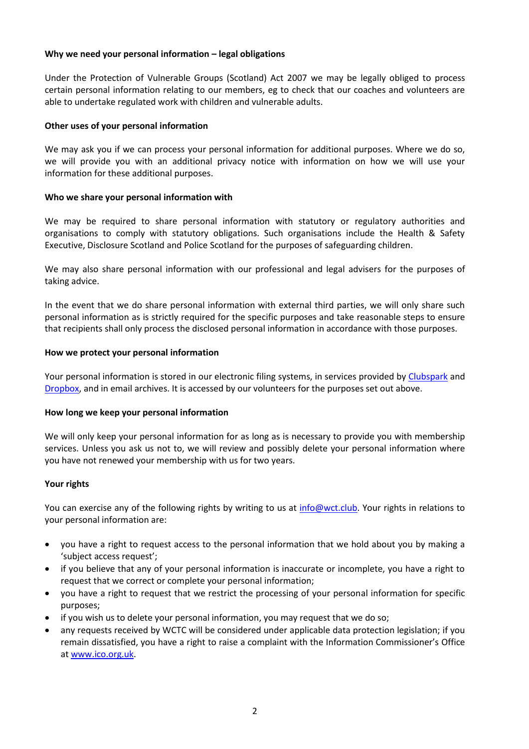**Why we need your personal information – legal obligations**

Under the Protection of Vulnerable Groups (Scotland) Act 2007 we may be legally obliged to process certain personal information relating to our members, eg to check that our coaches and volunteers are able to undertake regulated work with children and vulnerable adults.

**Other uses of your personal information**

We may ask you if we can process your personal information for additional purposes. Where we do so, we will provide you with an additional privacy notice with information on how we will use your information for these additional purposes.

**Who we share your personal information with**

We may be required to share personal information with statutory or regulatory authorities and organisations to comply with statutory obligations. Such organisations include the Health & Safety Executive, Disclosure Scotland and Police Scotland for the purposes of safeguarding children.

We may also share personal information with our professional and legal advisers for the purposes of taking advice.

In the event that we do share personal information with external third parties, we will only share such personal information as is strictly required for the specific purposes and take reasonable steps to ensure that recipients shall only process the disclosed personal information in accordance with those purposes.

**How we protect your personal information**

Your personal information is stored in our electronic filing systems, in services provided by Clubspark and Dropbox, and in email archives. It is accessed by our volunteers for the purposes set out above.

**How long we keep your personal information**

We will only keep your personal information for as long as is necessary to provide you with membership services. Unless you ask us not to, we will review and possibly delete your personal information where you have not renewed your membership with us for two years.

**Your rights**

You can exercise any of the following rights by writing to us at info@wct.club. Your rights in relations to your personal information are:

- you have a right to request access to the personal information that we hold about you by making a 'subject access request';
- if you believe that any of your personal information is inaccurate or incomplete, you have a right to request that we correct or complete your personal information;
- you have a right to request that we restrict the processing of your personal information for specific purposes;
- if you wish us to delete your personal information, you may request that we do so;
- any requests received by WCTC will be considered under applicable data protection legislation; if you remain dissatisfied, you have a right to raise a complaint with the Information Commissioner's Office at www.ico.org.uk.